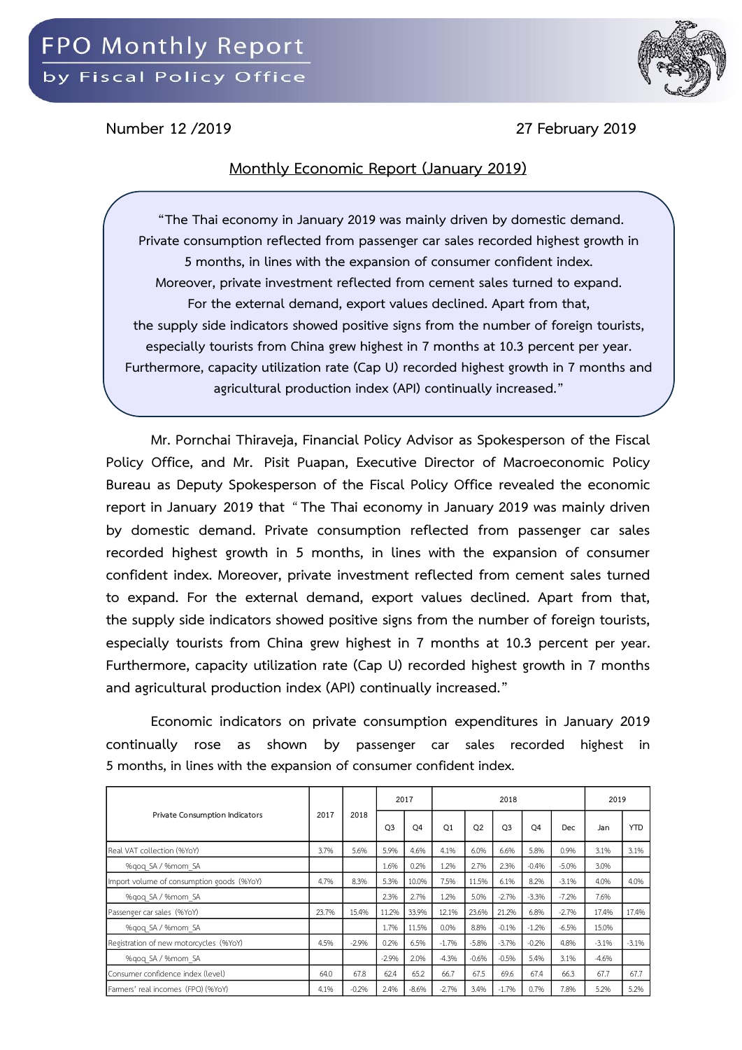# FPO Monthly Report

by Fiscal Policy Office

Number 12 /2019 27 February 2019

## Monthly Economic Report (January 2019)

> "The Thai economy in January 2019 was mainly driven by domestic demand. Private consumption reflected from passenger car sales recorded highest growth in 5 months, in lines with the expansion of consumer confident index. Moreover, private investment reflected from cement sales turned to expand. For the external demand, export values declined. Apart from that, the supply side indicators showed positive signs from the number of foreign tourists, especially tourists from China grew highest in 7 months at 10.3 percent per year. Furthermore, capacity utilization rate (Cap U) recorded highest growth in 7 months and agricultural production index (API) continually increased."

Mr. Pornchai Thiraveja, Financial Policy Advisor as Spokesperson of the Fiscal Policy Office, and Mr. Pisit Puapan, Executive Director of Macroeconomic Policy Bureau as Deputy Spokesperson of the Fiscal Policy Office revealed the economic report in January 2019 that "The Thai economy in January 2019 was mainly driven by domestic demand. Private consumption reflected from passenger car sales recorded highest growth in 5 months, in lines with the expansion of consumer confident index. Moreover, private investment reflected from cement sales turned to expand. For the external demand, export values declined. Apart from that, the supply side indicators showed positive signs from the number of foreign tourists, especially tourists from China grew highest in 7 months at 10.3 percent per year. Furthermore, capacity utilization rate (Cap U) recorded highest growth in 7 months and agricultural production index (API) continually increased."

Economic indicators on private consumption expenditures in January 2019 continually rose as shown by passenger car sales recorded highest in 5 months, in lines with the expansion of consumer confident index.

| Private Consumption Indicators | 2017 | 2018 | 2017 | | 2018 | | | | | 2019 | |
|---|---|---|---|---|---|---|---|---|---|---|---|
| | | | Q3 | Q4 | Q1 | Q2 | Q3 | Q4 | Dec | Jan | YTD |
| Real VAT collection (%YoY) | 3.7% | 5.6% | 5.9% | 4.6% | 4.1% | 6.0% | 6.6% | 5.8% | 0.9% | 3.1% | 3.1% |
| %qoq_SA / %mom_SA | | | 1.6% | 0.2% | 1.2% | 2.7% | 2.3% | -0.4% | -5.0% | 3.0% | |
| Import volume of consumption goods (%YoY) | 4.7% | 8.3% | 5.3% | 10.0% | 7.5% | 11.5% | 6.1% | 8.2% | -3.1% | 4.0% | 4.0% |
| %qoq_SA / %mom_SA | | | 2.3% | 2.7% | 1.2% | 5.0% | -2.7% | -3.3% | -7.2% | 7.6% | |
| Passenger car sales (%YoY) | 23.7% | 15.4% | 11.2% | 33.9% | 12.1% | 23.6% | 21.2% | 6.8% | -2.7% | 17.4% | 17.4% |
| %qoq_SA / %mom_SA | | | 1.7% | 11.5% | 0.0% | 8.8% | -0.1% | -1.2% | -6.5% | 15.0% | |
| Registration of new motorcycles (%YoY) | 4.5% | -2.9% | 0.2% | 6.5% | -1.7% | -5.8% | -3.7% | -0.2% | 4.8% | -3.1% | -3.1% |
| %qoq_SA / %mom_SA | | | -2.9% | 2.0% | -4.3% | -0.6% | -0.5% | 5.4% | 3.1% | -4.6% | |
| Consumer confidence index (level) | 64.0 | 67.8 | 62.4 | 65.2 | 66.7 | 67.5 | 69.6 | 67.4 | 66.3 | 67.7 | 67.7 |
| Farmers' real incomes (FPO) (%YoY) | 4.1% | -0.2% | 2.4% | -8.6% | -2.7% | 3.4% | -1.7% | 0.7% | 7.8% | 5.2% | 5.2% |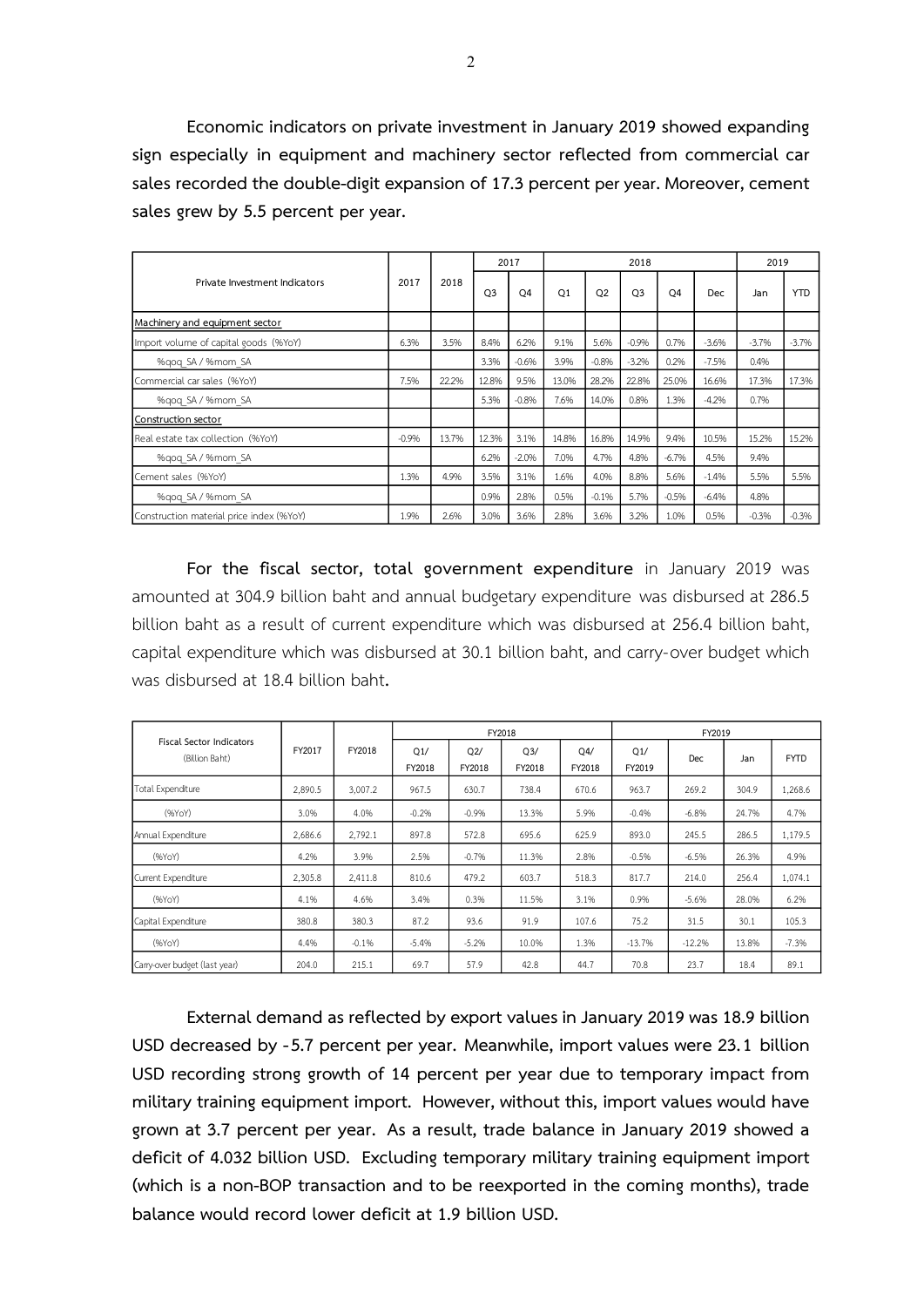**Economic indicators on private investment in January 2019 showed expanding sign especially in equipment and machinery sector reflected from commercial car sales recorded the double-digit expansion of 17.3 percent per year. Moreover, cement sales grew by 5.5 percent per year.**

| Private Investment Indicators | 2017 | 2018 | 2017 | | 2018 | | | | | 2019 | |
|---|---|---|---|---|---|---|---|---|---|---|---|
| | | | Q3 | Q4 | Q1 | Q2 | Q3 | Q4 | Dec | Jan | YTD |
| Machinery and equipment sector | | | | | | | | | | | |
| Import volume of capital goods (%YoY) | 6.3% | 3.5% | 8.4% | 6.2% | 9.1% | 5.6% | -0.9% | 0.7% | -3.6% | -3.7% | -3.7% |
| %qoq_SA / %mom_SA | | | 3.3% | -0.6% | 3.9% | -0.8% | -3.2% | 0.2% | -7.5% | 0.4% | |
| Commercial car sales (%YoY) | 7.5% | 22.2% | 12.8% | 9.5% | 13.0% | 28.2% | 22.8% | 25.0% | 16.6% | 17.3% | 17.3% |
| %qoq_SA / %mom_SA | | | 5.3% | -0.8% | 7.6% | 14.0% | 0.8% | 1.3% | -4.2% | 0.7% | |
| Construction sector | | | | | | | | | | | |
| Real estate tax collection (%YoY) | -0.9% | 13.7% | 12.3% | 3.1% | 14.8% | 16.8% | 14.9% | 9.4% | 10.5% | 15.2% | 15.2% |
| %qoq_SA / %mom_SA | | | 6.2% | -2.0% | 7.0% | 4.7% | 4.8% | -6.7% | 4.5% | 9.4% | |
| Cement sales (%YoY) | 1.3% | 4.9% | 3.5% | 3.1% | 1.6% | 4.0% | 8.8% | 5.6% | -1.4% | 5.5% | 5.5% |
| %qoq_SA / %mom_SA | | | 0.9% | 2.8% | 0.5% | -0.1% | 5.7% | -0.5% | -6.4% | 4.8% | |
| Construction material price index (%YoY) | 1.9% | 2.6% | 3.0% | 3.6% | 2.8% | 3.6% | 3.2% | 1.0% | 0.5% | -0.3% | -0.3% |

**For the fiscal sector, total government expenditure** in January 2019 was amounted at 304.9 billion baht and annual budgetary expenditure was disbursed at 286.5 billion baht as a result of current expenditure which was disbursed at 256.4 billion baht, capital expenditure which was disbursed at 30.1 billion baht, and carry-over budget which was disbursed at 18.4 billion baht**.**

| Fiscal Sector Indicators (Billion Baht) | FY2017 | FY2018 | FY2018 | | | | FY2019 | | | |
|---|---|---|---|---|---|---|---|---|---|---|
| | | | Q1/ FY2018 | Q2/ FY2018 | Q3/ FY2018 | Q4/ FY2018 | Q1/ FY2019 | Dec | Jan | FYTD |
| Total Expenditure | 2,890.5 | 3,007.2 | 967.5 | 630.7 | 738.4 | 670.6 | 963.7 | 269.2 | 304.9 | 1,268.6 |
| (%YoY) | 3.0% | 4.0% | -0.2% | -0.9% | 13.3% | 5.9% | -0.4% | -6.8% | 24.7% | 4.7% |
| Annual Expenditure | 2,686.6 | 2,792.1 | 897.8 | 572.8 | 695.6 | 625.9 | 893.0 | 245.5 | 286.5 | 1,179.5 |
| (%YoY) | 4.2% | 3.9% | 2.5% | -0.7% | 11.3% | 2.8% | -0.5% | -6.5% | 26.3% | 4.9% |
| Current Expenditure | 2,305.8 | 2,411.8 | 810.6 | 479.2 | 603.7 | 518.3 | 817.7 | 214.0 | 256.4 | 1,074.1 |
| (%YoY) | 4.1% | 4.6% | 3.4% | 0.3% | 11.5% | 3.1% | 0.9% | -5.6% | 28.0% | 6.2% |
| Capital Expenditure | 380.8 | 380.3 | 87.2 | 93.6 | 91.9 | 107.6 | 75.2 | 31.5 | 30.1 | 105.3 |
| (%YoY) | 4.4% | -0.1% | -5.4% | -5.2% | 10.0% | 1.3% | -13.7% | -12.2% | 13.8% | -7.3% |
| Carry-over budget (last year) | 204.0 | 215.1 | 69.7 | 57.9 | 42.8 | 44.7 | 70.8 | 23.7 | 18.4 | 89.1 |

**External demand as reflected by export values in January 2019 was 18.9 billion USD decreased by -5.7 percent per year. Meanwhile, import values were 23.1 billion USD recording strong growth of 14 percent per year due to temporary impact from military training equipment import. However, without this, import values would have grown at 3.7 percent per year. As a result, trade balance in January 2019 showed a deficit of 4.032 billion USD. Excluding temporary military training equipment import (which is a non-BOP transaction and to be reexported in the coming months), trade balance would record lower deficit at 1.9 billion USD.**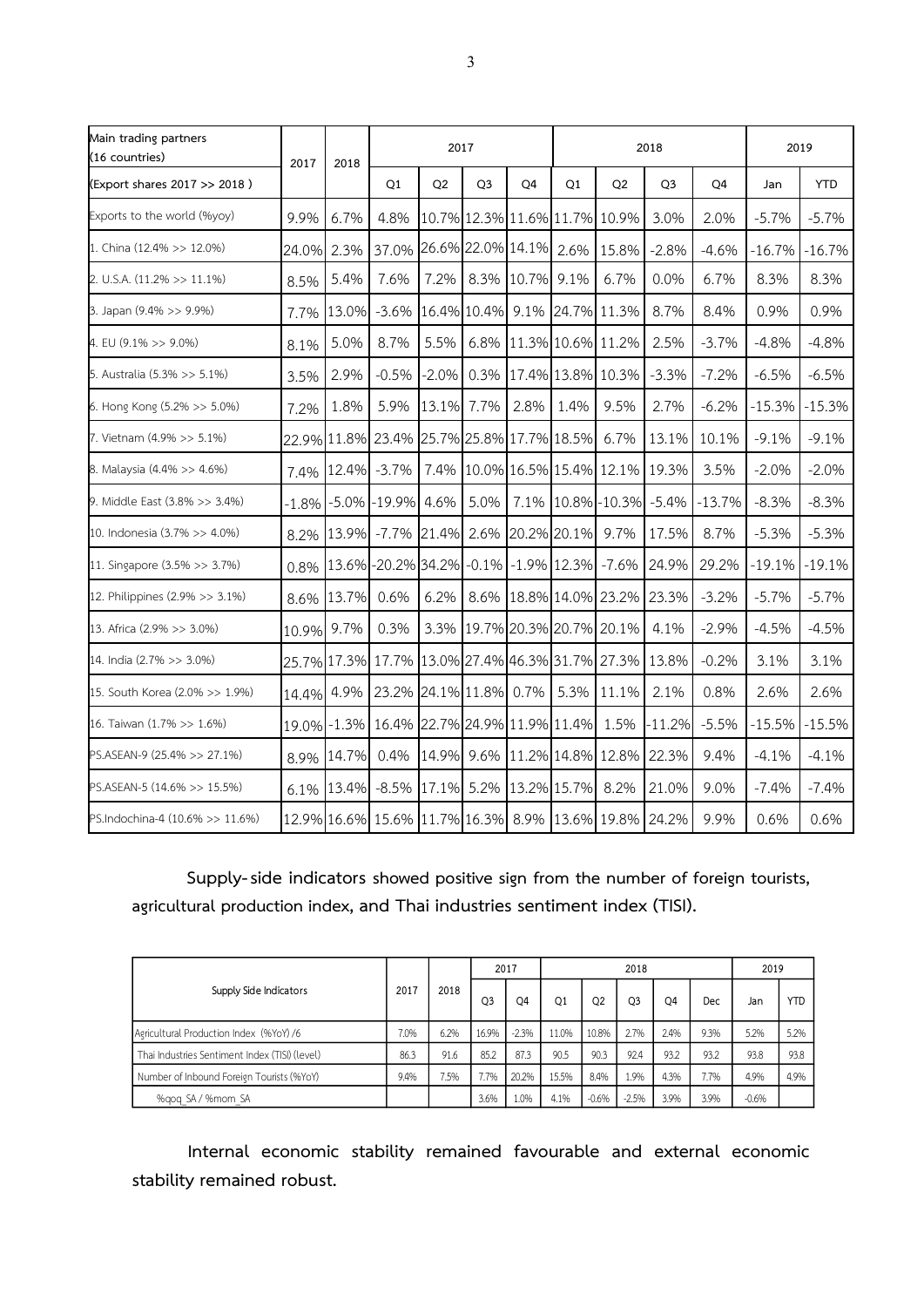| Main trading partners (16 countries) (Export shares 2017 >> 2018 ) | 2017 | 2018 | 2017 | | | | 2018 | | | | 2019 | |
|---|---|---|---|---|---|---|---|---|---|---|---|---|
| | | | Q1 | Q2 | Q3 | Q4 | Q1 | Q2 | Q3 | Q4 | Jan | YTD |
| Exports to the world (%yoy) | 9.9% | 6.7% | 4.8% | 10.7% | 12.3% | 11.6% | 11.7% | 10.9% | 3.0% | 2.0% | -5.7% | -5.7% |
| 1. China (12.4% >> 12.0%) | 24.0% | 2.3% | 37.0% | 26.6% | 22.0% | 14.1% | 2.6% | 15.8% | -2.8% | -4.6% | -16.7% | -16.7% |
| 2. U.S.A. (11.2% >> 11.1%) | 8.5% | 5.4% | 7.6% | 7.2% | 8.3% | 10.7% | 9.1% | 6.7% | 0.0% | 6.7% | 8.3% | 8.3% |
| 3. Japan (9.4% >> 9.9%) | 7.7% | 13.0% | -3.6% | 16.4% | 10.4% | 9.1% | 24.7% | 11.3% | 8.7% | 8.4% | 0.9% | 0.9% |
| 4. EU (9.1% >> 9.0%) | 8.1% | 5.0% | 8.7% | 5.5% | 6.8% | 11.3% | 10.6% | 11.2% | 2.5% | -3.7% | -4.8% | -4.8% |
| 5. Australia (5.3% >> 5.1%) | 3.5% | 2.9% | -0.5% | -2.0% | 0.3% | 17.4% | 13.8% | 10.3% | -3.3% | -7.2% | -6.5% | -6.5% |
| 6. Hong Kong (5.2% >> 5.0%) | 7.2% | 1.8% | 5.9% | 13.1% | 7.7% | 2.8% | 1.4% | 9.5% | 2.7% | -6.2% | -15.3% | -15.3% |
| 7. Vietnam (4.9% >> 5.1%) | 22.9% | 11.8% | 23.4% | 25.7% | 25.8% | 17.7% | 18.5% | 6.7% | 13.1% | 10.1% | -9.1% | -9.1% |
| 8. Malaysia (4.4% >> 4.6%) | 7.4% | 12.4% | -3.7% | 7.4% | 10.0% | 16.5% | 15.4% | 12.1% | 19.3% | 3.5% | -2.0% | -2.0% |
| 9. Middle East (3.8% >> 3.4%) | -1.8% | -5.0% | -19.9% | 4.6% | 5.0% | 7.1% | 10.8% | -10.3% | -5.4% | -13.7% | -8.3% | -8.3% |
| 10. Indonesia (3.7% >> 4.0%) | 8.2% | 13.9% | -7.7% | 21.4% | 2.6% | 20.2% | 20.1% | 9.7% | 17.5% | 8.7% | -5.3% | -5.3% |
| 11. Singapore (3.5% >> 3.7%) | 0.8% | 13.6% | -20.2% | 34.2% | -0.1% | -1.9% | 12.3% | -7.6% | 24.9% | 29.2% | -19.1% | -19.1% |
| 12. Philippines (2.9% >> 3.1%) | 8.6% | 13.7% | 0.6% | 6.2% | 8.6% | 18.8% | 14.0% | 23.2% | 23.3% | -3.2% | -5.7% | -5.7% |
| 13. Africa (2.9% >> 3.0%) | 10.9% | 9.7% | 0.3% | 3.3% | 19.7% | 20.3% | 20.7% | 20.1% | 4.1% | -2.9% | -4.5% | -4.5% |
| 14. India (2.7% >> 3.0%) | 25.7% | 17.3% | 17.7% | 13.0% | 27.4% | 46.3% | 31.7% | 27.3% | 13.8% | -0.2% | 3.1% | 3.1% |
| 15. South Korea (2.0% >> 1.9%) | 14.4% | 4.9% | 23.2% | 24.1% | 11.8% | 0.7% | 5.3% | 11.1% | 2.1% | 0.8% | 2.6% | 2.6% |
| 16. Taiwan (1.7% >> 1.6%) | 19.0% | -1.3% | 16.4% | 22.7% | 24.9% | 11.9% | 11.4% | 1.5% | -11.2% | -5.5% | -15.5% | -15.5% |
| PS.ASEAN-9 (25.4% >> 27.1%) | 8.9% | 14.7% | 0.4% | 14.9% | 9.6% | 11.2% | 14.8% | 12.8% | 22.3% | 9.4% | -4.1% | -4.1% |
| PS.ASEAN-5 (14.6% >> 15.5%) | 6.1% | 13.4% | -8.5% | 17.1% | 5.2% | 13.2% | 15.7% | 8.2% | 21.0% | 9.0% | -7.4% | -7.4% |
| PS.Indochina-4 (10.6% >> 11.6%) | 12.9% | 16.6% | 15.6% | 11.7% | 16.3% | 8.9% | 13.6% | 19.8% | 24.2% | 9.9% | 0.6% | 0.6% |

**Supply-side indicators showed positive sign from the number of foreign tourists, agricultural production index, and Thai industries sentiment index (TISI).**

| Supply Side Indicators | 2017 | 2018 | 2017 | | 2018 | | | | | 2019 | |
|---|---|---|---|---|---|---|---|---|---|---|---|
| | | | Q3 | Q4 | Q1 | Q2 | Q3 | Q4 | Dec | Jan | YTD |
| Agricultural Production Index (%YoY) /6 | 7.0% | 6.2% | 16.9% | -2.3% | 11.0% | 10.8% | 2.7% | 2.4% | 9.3% | 5.2% | 5.2% |
| Thai Industries Sentiment Index (TISI) (level) | 86.3 | 91.6 | 85.2 | 87.3 | 90.5 | 90.3 | 92.4 | 93.2 | 93.2 | 93.8 | 93.8 |
| Number of Inbound Foreign Tourists (%YoY) | 9.4% | 7.5% | 7.7% | 20.2% | 15.5% | 8.4% | 1.9% | 4.3% | 7.7% | 4.9% | 4.9% |
| %qoq_SA / %mom_SA | | | 3.6% | 1.0% | 4.1% | -0.6% | -2.5% | 3.9% | 3.9% | -0.6% | |

**Internal economic stability remained favourable and external economic stability remained robust.**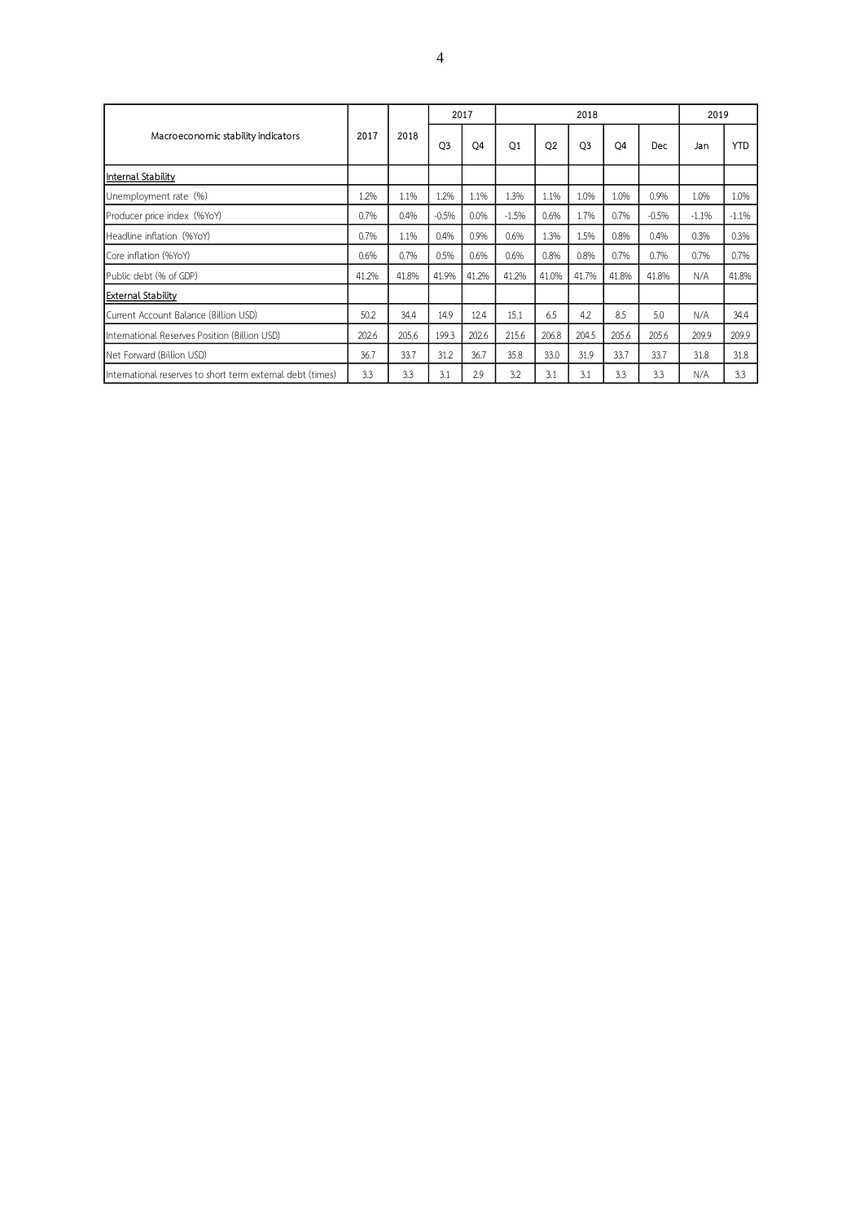| Macroeconomic stability indicators | 2017 | 2018 | 2017 | | 2018 | | | | | 2019 | |
|---|---|---|---|---|---|---|---|---|---|---|---|
| | | | Q3 | Q4 | Q1 | Q2 | Q3 | Q4 | Dec | Jan | YTD |
| <u>Internal Stability</u> | | | | | | | | | | | |
| Unemployment rate (%) | 1.2% | 1.1% | 1.2% | 1.1% | 1.3% | 1.1% | 1.0% | 1.0% | 0.9% | 1.0% | 1.0% |
| Producer price index (%YoY) | 0.7% | 0.4% | -0.5% | 0.0% | -1.5% | 0.6% | 1.7% | 0.7% | -0.5% | -1.1% | -1.1% |
| Headline inflation (%YoY) | 0.7% | 1.1% | 0.4% | 0.9% | 0.6% | 1.3% | 1.5% | 0.8% | 0.4% | 0.3% | 0.3% |
| Core inflation (%YoY) | 0.6% | 0.7% | 0.5% | 0.6% | 0.6% | 0.8% | 0.8% | 0.7% | 0.7% | 0.7% | 0.7% |
| Public debt (% of GDP) | 41.2% | 41.8% | 41.9% | 41.2% | 41.2% | 41.0% | 41.7% | 41.8% | 41.8% | N/A | 41.8% |
| <u>External Stability</u> | | | | | | | | | | | |
| Current Account Balance (Billion USD) | 50.2 | 34.4 | 14.9 | 12.4 | 15.1 | 6.5 | 4.2 | 8.5 | 5.0 | N/A | 34.4 |
| International Reserves Position (Billion USD) | 202.6 | 205.6 | 199.3 | 202.6 | 215.6 | 206.8 | 204.5 | 205.6 | 205.6 | 209.9 | 209.9 |
| Net Forward (Billion USD) | 36.7 | 33.7 | 31.2 | 36.7 | 35.8 | 33.0 | 31.9 | 33.7 | 33.7 | 31.8 | 31.8 |
| International reserves to short term external debt (times) | 3.3 | 3.3 | 3.1 | 2.9 | 3.2 | 3.1 | 3.1 | 3.3 | 3.3 | N/A | 3.3 |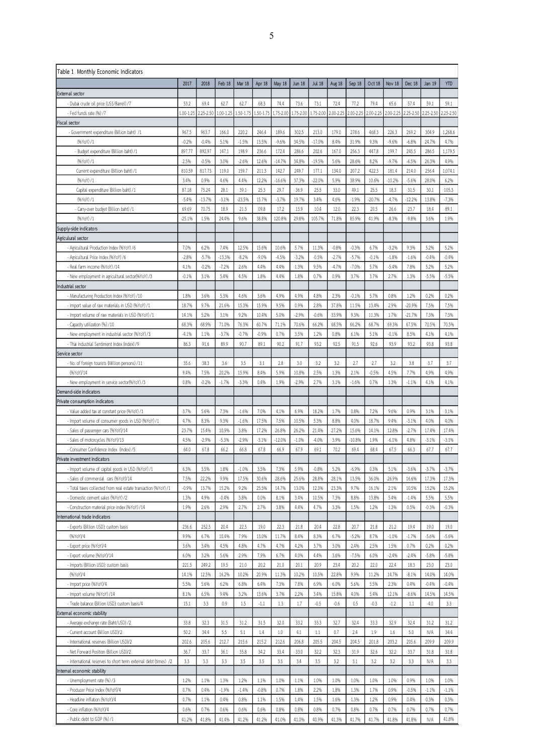Table 1 Monthly Economic Indicators

| | 2017 | 2018 | Feb 18 | Mar 18 | Apr 18 | May 18 | Jun 18 | Jul 18 | Aug 18 | Sep 18 | Oct 18 | Nov 18 | Dec 18 | Jan 19 | YTD |
|---|---|---|---|---|---|---|---|---|---|---|---|---|---|---|---|
| External sector | | | | | | | | | | | | | | | |
| - Dubai crude oil price (US$/Barrel) /7 | 53.2 | 69.4 | 62.7 | 62.7 | 68.3 | 74.4 | 73.6 | 73.1 | 72.4 | 77.2 | 79.4 | 65.6 | 57.4 | 59.1 | 59.1 |
| - Fed funds rate (%) /7 | 1.00-1.25 | 2.25-2.50 | 1.00-1.25 | 1.50-1.75 | 1.50-1.75 | 1.75-2.00 | 1.75-2.00 | 1.75-2.00 | 2.00-2.25 | 2.00-2.25 | 2.00-2.25 | 2.00-2.25 | 2.25-2.50 | 2.25-2.50 | 2.25-2.50 |
| Fiscal sector | | | | | | | | | | | | | | | |
| - Government expenditure (Billion baht) /1 | 967.5 | 963.7 | 166.0 | 220.2 | 246.4 | 189.6 | 302.5 | 213.0 | 179.0 | 278.6 | 468.3 | 226.3 | 269.2 | 304.9 | 1,268.6 |
| (%YoY) /1 | -0.2% | -0.4% | 5.1% | -1.5% | 13.5% | -9.6% | 34.5% | -17.0% | 8.4% | 31.9% | 9.3% | -9.6% | -6.8% | 24.7% | 4.7% |
| - Budget expenditure (Billion baht) /1 | 897.77 | 892.97 | 147.1 | 198.9 | 236.6 | 172.4 | 286.6 | 202.6 | 167.0 | 256.3 | 447.8 | 199.7 | 245.5 | 286.5 | 1,179.5 |
| (%YoY) /1 | 2.5% | -0.5% | 3.0% | -2.6% | 12.6% | -14.7% | 34.8% | -19.5% | 5.6% | 28.6% | 8.2% | -9.7% | -6.5% | 26.3% | 4.9% |
| Current expenditure (Billion baht) /1 | 810.59 | 817.73 | 119.0 | 159.7 | 211.3 | 142.7 | 249.7 | 177.1 | 134.0 | 207.2 | 422.3 | 181.4 | 214.0 | 256.4 | 1,074.1 |
| (%YoY) /1 | 3.4% | 0.9% | 4.6% | 4.4% | 12.2% | -16.6% | 37.3% | -22.0% | 5.9% | 38.9% | 10.6% | -10.2% | -5.6% | 28.0% | 6.2% |
| Capital expenditure (Billion baht) /1 | 87.18 | 75.24 | 28.1 | 39.1 | 25.3 | 29.7 | 36.9 | 25.5 | 33.0 | 49.1 | 25.5 | 18.3 | 31.5 | 30.1 | 105.3 |
| (%YoY) /1 | -5.4% | -13.7% | -3.1% | -23.5% | 15.7% | -3.7% | 19.7% | 3.4% | 4.6% | -1.9% | -20.7% | -4.7% | -12.2% | 13.8% | -7.3% |
| - Carry-over budget (Billion baht) /1 | 69.69 | 70.75 | 18.9 | 21.3 | 09.8 | 17.2 | 15.9 | 10.4 | 12.0 | 22.3 | 20.5 | 26.6 | 23.7 | 18.4 | 89.1 |
| (%YoY) /1 | -25.1% | 1.5% | 24.4% | 9.6% | 38.8% | 120.8% | 29.8% | 105.7% | 71.8% | 85.9% | 41.9% | -8.3% | -9.8% | 3.6% | 1.9% |
| Supply-side indicators | | | | | | | | | | | | | | | |
| Agricultural sector | | | | | | | | | | | | | | | |
| - Agricultural Production Index (%YoY) /6 | 7.0% | 6.2% | 7.4% | 12.5% | 15.6% | 10.6% | 5.7% | 11.3% | -0.8% | -0.3% | 6.7% | -3.2% | 9.3% | 5.2% | 5.2% |
| - Agricultural Price Index (%YoY) /6 | -2.8% | -5.7% | -13.3% | -8.2% | -9.0% | -4.5% | -3.2% | -0.5% | -2.7% | -5.7% | -0.1% | -1.8% | -1.6% | -0.4% | -0.4% |
| - Real farm income (%YoY) /14 | 4.1% | -0.2% | -7.2% | 2.6% | 4.4% | 4.4% | 1.3% | 9.5% | -4.7% | -7.0% | 5.7% | -5.4% | 7.8% | 5.2% | 5.2% |
| - New employment in agricultural sector(%YoY) /3 | -0.1% | 3.1% | 5.4% | 4.5% | 1.8% | 4.4% | 1.8% | 0.7% | 0.9% | 3.7% | 3.7% | 2.7% | 1.3% | -5.5% | -5.5% |
| Industrial sector | | | | | | | | | | | | | | | |
| - Manufacturing Production Index (%YoY) /10 | 1.8% | 3.6% | 5.3% | 4.6% | 3.6% | 4.9% | 4.9% | 4.8% | 2.3% | -0.1% | 5.7% | 0.8% | 1.2% | 0.2% | 0.2% |
| - Import value of raw materials in USD (%YoY) /1 | 18.7% | 9.7% | 21.6% | 15.3% | 15.9% | 9.5% | 0.9% | 2.8% | 37.8% | 11.5% | 13.4% | 2.9% | -20.9% | 7.5% | 7.5% |
| - Import volume of raw materials in USD (%YoY) /1 | 14.1% | 5.2% | 3.1% | 9.2% | 10.4% | 5.0% | -2.9% | -0.6% | 33.9% | 9.3% | 11.3% | 1.7% | -21.7% | 7.3% | 7.3% |
| - Capacity utilization (%) /10 | 68.3% | 68.9% | 71.0% | 76.3% | 60.7% | 71.1% | 70.6% | 66.2% | 68.5% | 66.2% | 68.7% | 69.3% | 67.5% | 70.5% | 70.5% |
| - New employment in industrial sector (%YoY) /3 | -4.1% | 1.1% | -3.7% | -0.7% | -0.9% | 0.7% | 3.5% | 1.2% | 0.8% | 6.1% | 5.1% | -0.1% | 8.5% | 4.1% | 4.1% |
| - Thai Industrial Sentiment Index (Index) /9 | 86.3 | 91.6 | 89.9 | 90.7 | 89.1 | 90.2 | 91.7 | 93.2 | 92.5 | 91.5 | 92.6 | 93.9 | 93.2 | 93.8 | 93.8 |
| Service sector | | | | | | | | | | | | | | | |
| - No. of foreign tourists (Million persons) /11 | 35.6 | 38.3 | 3.6 | 3.5 | 3.1 | 2.8 | 3.0 | 3.2 | 3.2 | 2.7 | 2.7 | 3.2 | 3.8 | 3.7 | 3.7 |
| (%YoY)/14 | 9.4% | 7.5% | 20.2% | 15.9% | 8.4% | 5.9% | 10.8% | 2.5% | 1.3% | 2.1% | -0.5% | 4.5% | 7.7% | 4.9% | 4.9% |
| - New employment in service sector(%YoY) /3 | 0.8% | -0.2% | -1.7% | -3.3% | 0.4% | 1.9% | -2.9% | 2.7% | 3.1% | -1.6% | 0.7% | 1.3% | -1.1% | 4.1% | 4.1% |
| Demand-side indicators | | | | | | | | | | | | | | | |
| Private consumption indicators | | | | | | | | | | | | | | | |
| - Value added tax at constant price (%YoY) /1 | 3.7% | 5.6% | 7.3% | -1.6% | 7.0% | 4.1% | 6.9% | 18.2% | 1.7% | 0.8% | 7.2% | 9.6% | 0.9% | 3.1% | 3.1% |
| - Import volume of consumer goods in USD (%YoY) /1 | 4.7% | 8.3% | 9.3% | -1.6% | 17.5% | 7.5% | 10.5% | 5.3% | 8.8% | 4.0% | 18.7% | 9.4% | -3.1% | 4.0% | 4.0% |
| - Sales of passenger cars (%YoY)/14 | 23.7% | 15.4% | 10.9% | 3.8% | 17.2% | 26.8% | 26.2% | 21.4% | 27.2% | 15.6% | 14.1% | 12.8% | -2.7% | 17.4% | 17.4% |
| - Sales of motorcycles (%YoY)/13 | 4.5% | -2.9% | -5.3% | -2.9% | -3.1% | -12.0% | -1.0% | -4.0% | 3.9% | -10.8% | 1.9% | -6.1% | 4.8% | -3.1% | -3.1% |
| - Consumer Confidence Index (Index) /5 | 64.0 | 67.8 | 66.2 | 66.8 | 67.8 | 66.9 | 67.9 | 69.1 | 70.2 | 69.4 | 68.4 | 67.5 | 66.3 | 67.7 | 67.7 |
| Private investment indicators | | | | | | | | | | | | | | | |
| - Import volume of capital goods in USD (%YoY) /1 | 6.3% | 3.5% | 1.8% | -1.0% | 3.5% | 7.3% | 5.9% | -0.8% | 5.2% | -6.9% | 0.3% | 5.1% | -3.6% | -3.7% | -3.7% |
| - Sales of commercial cars (%YoY)/14 | 7.5% | 22.2% | 9.9% | 17.5% | 30.6% | 28.6% | 25.6% | 28.8% | 28.1% | 13.5% | 36.0% | 26.9% | 16.6% | 17.3% | 17.3% |
| - Total taxes collected from real estate transaction (%YoY) /1 | -0.9% | 13.7% | 15.2% | 9.2% | 25.5% | 14.7% | 13.0% | 12.3% | 23.3% | 9.7% | 16.1% | 2.1% | 10.5% | 15.2% | 15.2% |
| - Domestic cement sales (%YoY) /2 | 1.3% | 4.9% | -0.4% | 3.8% | 0.0% | 8.1% | 3.4% | 10.5% | 7.3% | 8.8% | 13.8% | 5.4% | -1.4% | 5.5% | 5.5% |
| - Construction material price index (%YoY) /14 | 1.9% | 2.6% | 2.9% | 2.7% | 2.7% | 3.8% | 4.4% | 4.7% | 3.3% | 1.5% | 1.2% | 1.3% | 0.5% | -0.3% | -0.3% |
| International trade indicators | | | | | | | | | | | | | | | |
| - Exports (Billion USD): custom basis | 236.6 | 252.5 | 20.4 | 22.5 | 19.0 | 22.3 | 21.8 | 20.4 | 22.8 | 20.7 | 21.8 | 21.2 | 19.4 | 19.0 | 19.0 |
| (%YoY)/4 | 9.9% | 6.7% | 10.4% | 7.9% | 13.0% | 11.7% | 8.4% | 8.3% | 6.7% | -5.2% | 8.7% | -1.0% | -1.7% | -5.6% | -5.6% |
| - Export price (%YoY)/4 | 3.6% | 3.4% | 4.5% | 4.8% | 4.7% | 4.7% | 4.2% | 3.7% | 3.0% | 2.4% | 2.5% | 1.5% | 0.7% | 0.2% | 0.2% |
| - Export volume (%YoY)/14 | 6.0% | 3.2% | 5.6% | 2.9% | 7.9% | 6.7% | 4.0% | 4.4% | 3.6% | -7.5% | 6.0% | -2.4% | -2.4% | -5.8% | -5.8% |
| - Imports (Billion USD): custom basis | 221.5 | 249.2 | 19.5 | 21.0 | 20.2 | 21.0 | 20.1 | 20.9 | 23.4 | 20.2 | 22.0 | 22.4 | 18.3 | 23.0 | 23.0 |
| (%YoY)/4 | 14.1% | 12.5% | 16.2% | 10.2% | 20.9% | 11.3% | 10.2% | 10.5% | 22.8% | 9.9% | 11.2% | 14.7% | -8.1% | 14.0% | 14.0% |
| - Import price (%YoY)/4 | 5.5% | 5.6% | 6.2% | 6.8% | 6.4% | 7.3% | 7.8% | 6.9% | 6.0% | 5.6% | 5.5% | 2.3% | 0.4% | -0.4% | -0.4% |
| - Import volume (%YoY) /14 | 8.1% | 6.5% | 9.4% | 3.2% | 13.6% | 3.7% | 2.2% | 3.4% | 15.8% | 4.0% | 5.4% | 12.1% | -8.6% | 14.5% | 14.5% |
| - Trade balance (Billion USD): custom basis/4 | 15.1 | 3.3 | 0.9 | 1.5 | -1.1 | 1.3 | 1.7 | -0.5 | -0.6 | 0.5 | -0.3 | -1.2 | 1.1 | -4.0 | 3.3 |
| External economic stability | | | | | | | | | | | | | | | |
| - Average exchange rate (Baht/USD) /2 | 33.8 | 32.3 | 31.5 | 31.2 | 31.5 | 32.0 | 33.2 | 33.3 | 32.7 | 32.4 | 33.3 | 32.9 | 32.4 | 31.2 | 31.2 |
| - Current account (Billion USD)/2 | 50.2 | 34.4 | 5.5 | 5.1 | 1.4 | 1.0 | 4.1 | 1.1 | 0.7 | 2.4 | 1.9 | 1.6 | 5.0 | N/A | 34.4 |
| - International reserves (Billion USD)/2 | 202.6 | 205.6 | 212.7 | 215.6 | 215.2 | 212.6 | 206.8 | 205.5 | 204.5 | 204.5 | 201.8 | 203.2 | 205.6 | 209.9 | 209.9 |
| - Net Forward Position (Billion USD)/2 | 36.7 | 33.7 | 36.1 | 35.8 | 34.2 | 33.4 | 33.0 | 32.2 | 32.3 | 31.9 | 32.6 | 32.2 | 33.7 | 31.8 | 31.8 |
| - International reserves to short term external debt (times) /2 | 3.3 | 3.3 | 3.3 | 3.5 | 3.5 | 3.5 | 3.4 | 3.5 | 3.2 | 3.1 | 3.2 | 3.2 | 3.3 | N/A | 3.3 |
| Internal economic stability | | | | | | | | | | | | | | | |
| - Unemployment rate (%) /3 | 1.2% | 1.1% | 1.3% | 1.2% | 1.1% | 1.0% | 1.1% | 1.0% | 1.0% | 1.0% | 1.0% | 1.0% | 0.9% | 1.0% | 1.0% |
| - Producer Price Index (%YoY)/4 | 0.7% | 0.4% | -1.9% | -1.4% | -0.8% | 0.7% | 1.8% | 2.2% | 1.8% | 1.3% | 1.7% | 0.9% | -0.5% | -1.1% | -1.1% |
| - Headline inflation (%YoY)/4 | 0.7% | 1.1% | 0.4% | 0.8% | 1.1% | 1.5% | 1.4% | 1.5% | 1.6% | 1.3% | 1.2% | 0.9% | 0.4% | 0.3% | 0.3% |
| - Core inflation (%YoY)/4 | 0.6% | 0.7% | 0.6% | 0.6% | 0.6% | 0.8% | 0.8% | 0.8% | 0.7% | 0.8% | 0.7% | 0.7% | 0.7% | 0.7% | 0.7% |
| - Public debt to GDP (%) /1 | 41.2% | 41.8% | 41.4% | 41.2% | 41.2% | 41.0% | 41.0% | 40.9% | 41.3% | 41.7% | 41.7% | 41.8% | 41.8% | N/A | 41.8% |